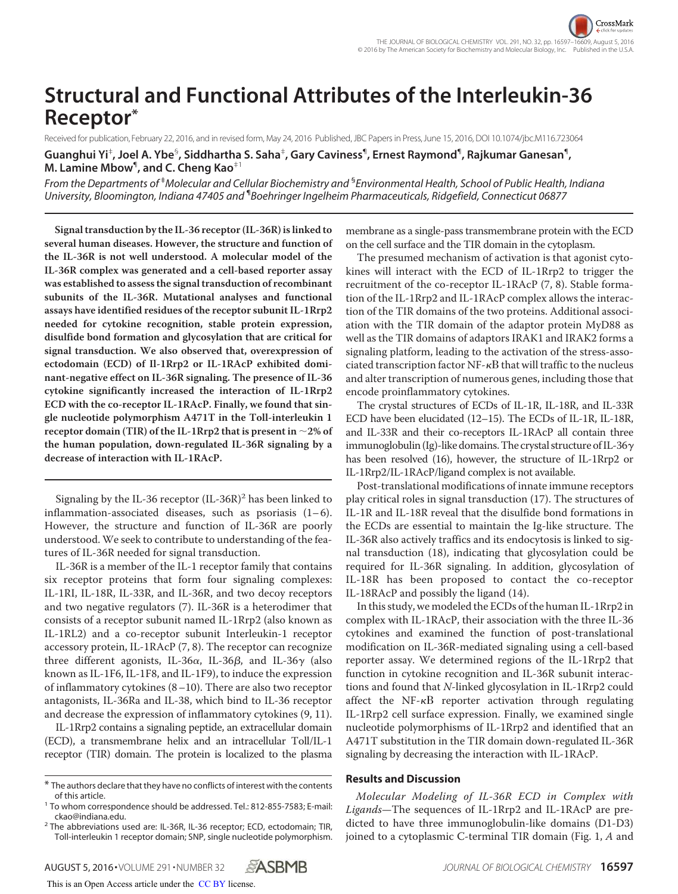# Structural and Functional Attributes of the Interleukin-36 Receptor*

Received for publication, February 22, 2016, and in revised form, May 24, 2016 Published, JBC Papers in Press, June 15, 2016, DOI 10.1074/jbc.M116.723064

**Guanghui Yi[‡], Joel A. Ybe[§], Siddhartha S. Saha[‡], Gary Caviness[¶], Ernest Raymond[¶], Rajkumar Ganesan[¶], M. Lamine Mbow[¶], and C. Cheng Kao[‡1]**

*From the Departments of [‡]Molecular and Cellular Biochemistry and [§]Environmental Health, School of Public Health, Indiana University, Bloomington, Indiana 47405 and [¶]Boehringer Ingelheim Pharmaceuticals, Ridgefield, Connecticut 06877*

**Signal transduction by the IL-36 receptor (IL-36R) is linked to several human diseases. However, the structure and function of the IL-36R is not well understood. A molecular model of the IL-36R complex was generated and a cell-based reporter assay was established to assess the signal transduction of recombinant subunits of the IL-36R. Mutational analyses and functional assays have identified residues of the receptor subunit IL-1Rrp2 needed for cytokine recognition, stable protein expression, disulfide bond formation and glycosylation that are critical for signal transduction. We also observed that, overexpression of ectodomain (ECD) of Il-1Rrp2 or IL-1RAcP exhibited dominant-negative effect on IL-36R signaling. The presence of IL-36 cytokine significantly increased the interaction of IL-1Rrp2 ECD with the co-receptor IL-1RAcP. Finally, we found that single nucleotide polymorphism A471T in the Toll-interleukin 1 receptor domain (TIR) of the IL-1Rrp2 that is present in ~2% of the human population, down-regulated IL-36R signaling by a decrease of interaction with IL-1RAcP.**

Signaling by the IL-36 receptor (IL-36R)[2] has been linked to inflammation-associated diseases, such as psoriasis (1–6). However, the structure and function of IL-36R are poorly understood. We seek to contribute to understanding of the features of IL-36R needed for signal transduction.

IL-36R is a member of the IL-1 receptor family that contains six receptor proteins that form four signaling complexes: IL-1RI, IL-18R, IL-33R, and IL-36R, and two decoy receptors and two negative regulators (7). IL-36R is a heterodimer that consists of a receptor subunit named IL-1Rrp2 (also known as IL-1RL2) and a co-receptor subunit Interleukin-1 receptor accessory protein, IL-1RAcP (7, 8). The receptor can recognize three different agonists, IL-36α, IL-36β, and IL-36γ (also known as IL-1F6, IL-1F8, and IL-1F9), to induce the expression of inflammatory cytokines (8–10). There are also two receptor antagonists, IL-36Ra and IL-38, which bind to IL-36 receptor and decrease the expression of inflammatory cytokines (9, 11).

IL-1Rrp2 contains a signaling peptide, an extracellular domain (ECD), a transmembrane helix and an intracellular Toll/IL-1 receptor (TIR) domain. The protein is localized to the plasma membrane as a single-pass transmembrane protein with the ECD on the cell surface and the TIR domain in the cytoplasm.

The presumed mechanism of activation is that agonist cytokines will interact with the ECD of IL-1Rrp2 to trigger the recruitment of the co-receptor IL-1RAcP (7, 8). Stable formation of the IL-1Rrp2 and IL-1RAcP complex allows the interaction of the TIR domains of the two proteins. Additional association with the TIR domain of the adaptor protein MyD88 as well as the TIR domains of adaptors IRAK1 and IRAK2 forms a signaling platform, leading to the activation of the stress-associated transcription factor NF-κB that will traffic to the nucleus and alter transcription of numerous genes, including those that encode proinflammatory cytokines.

The crystal structures of ECDs of IL-1R, IL-18R, and IL-33R ECD have been elucidated (12–15). The ECDs of IL-1R, IL-18R, and IL-33R and their co-receptors IL-1RAcP all contain three immunoglobulin (Ig)-like domains. The crystal structure of IL-36γ has been resolved (16), however, the structure of IL-1Rrp2 or IL-1Rrp2/IL-1RAcP/ligand complex is not available.

Post-translational modifications of innate immune receptors play critical roles in signal transduction (17). The structures of IL-1R and IL-18R reveal that the disulfide bond formations in the ECDs are essential to maintain the Ig-like structure. The IL-36R also actively traffics and its endocytosis is linked to signal transduction (18), indicating that glycosylation could be required for IL-36R signaling. In addition, glycosylation of IL-18R has been proposed to contact the co-receptor IL-18RAcP and possibly the ligand (14).

In this study, we modeled the ECDs of the human IL-1Rrp2 in complex with IL-1RAcP, their association with the three IL-36 cytokines and examined the function of post-translational modification on IL-36R-mediated signaling using a cell-based reporter assay. We determined regions of the IL-1Rrp2 that function in cytokine recognition and IL-36R subunit interactions and found that *N*-linked glycosylation in IL-1Rrp2 could affect the NF-κB reporter activation through regulating IL-1Rrp2 cell surface expression. Finally, we examined single nucleotide polymorphisms of IL-1Rrp2 and identified that an A471T substitution in the TIR domain down-regulated IL-36R signaling by decreasing the interaction with IL-1RAcP.

## Results and Discussion

*Molecular Modeling of IL-36R ECD in Complex with Ligands*—The sequences of IL-1Rrp2 and IL-1RAcP are predicted to have three immunoglobulin-like domains (D1-D3) joined to a cytoplasmic C-terminal TIR domain (Fig. 1, *A* and

\* The authors declare that they have no conflicts of interest with the contents of this article.

[1] To whom correspondence should be addressed. Tel.: 812-855-7583; E-mail: ckao@indiana.edu.

[2] The abbreviations used are: IL-36R, IL-36 receptor; ECD, ectodomain; TIR, Toll-interleukin 1 receptor domain; SNP, single nucleotide polymorphism.

This is an Open Access article under the CC BY license.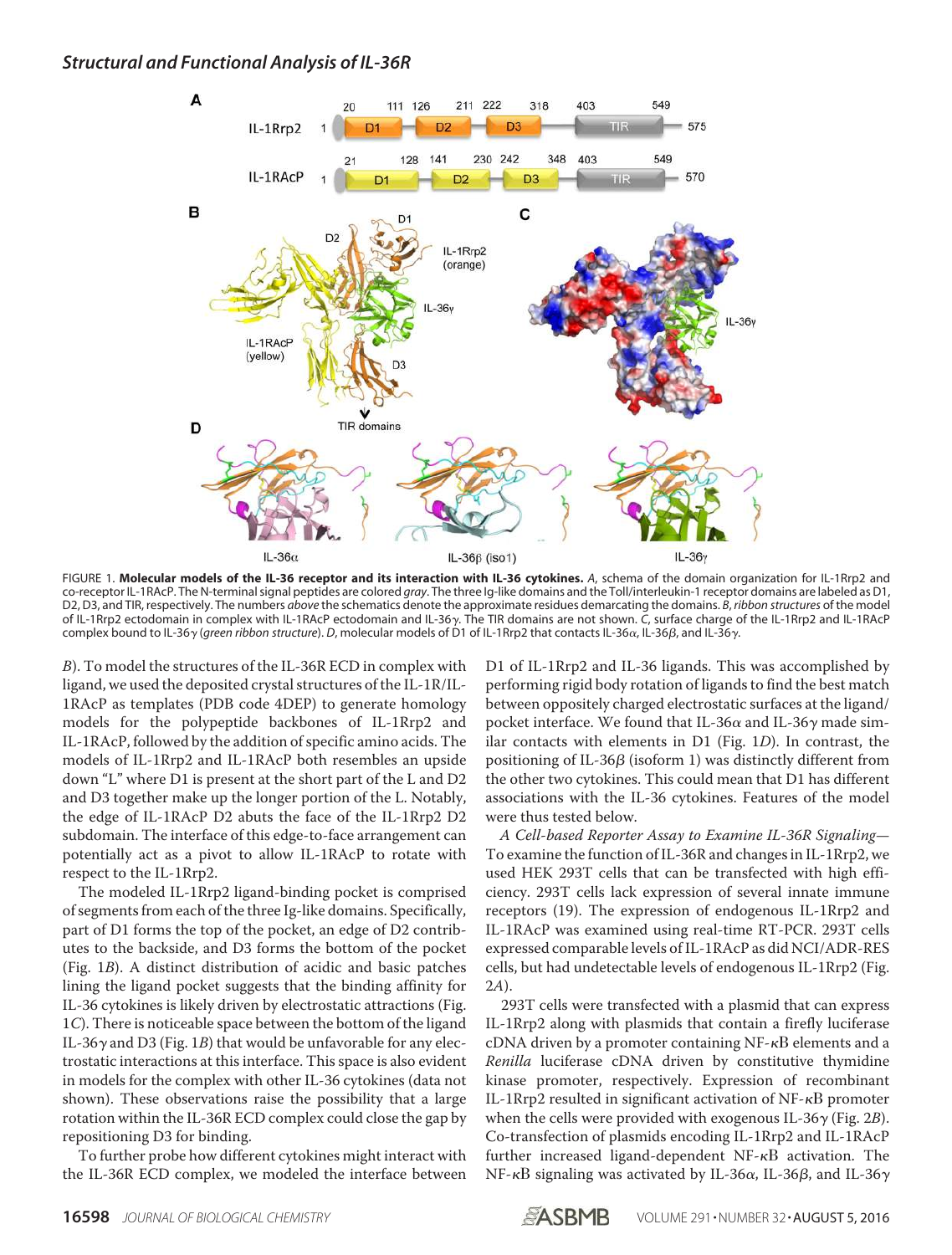FIGURE 1. **Molecular models of the IL-36 receptor and its interaction with IL-36 cytokines.** *A*, schema of the domain organization for IL-1Rrp2 and co-receptor IL-1RAcP. The N-terminal signal peptides are colored *gray*. The three Ig-like domains and the Toll/interleukin-1 receptor domains are labeled as D1, D2, D3, and TIR, respectively. The numbers *above* the schematics denote the approximate residues demarcating the domains. *B*, *ribbon structures* of the model of IL-1Rrp2 ectodomain in complex with IL-1RAcP ectodomain and IL-36γ. The TIR domains are not shown. *C*, surface charge of the IL-1Rrp2 and IL-1RAcP complex bound to IL-36γ (*green ribbon structure*). *D*, molecular models of D1 of IL-1Rrp2 that contacts IL-36α, IL-36β, and IL-36γ.

*B*). To model the structures of the IL-36R ECD in complex with ligand, we used the deposited crystal structures of the IL-1R/IL-1RAcP as templates (PDB code 4DEP) to generate homology models for the polypeptide backbones of IL-1Rrp2 and IL-1RAcP, followed by the addition of specific amino acids. The models of IL-1Rrp2 and IL-1RAcP both resembles an upside down "L" where D1 is present at the short part of the L and D2 and D3 together make up the longer portion of the L. Notably, the edge of IL-1RAcP D2 abuts the face of the IL-1Rrp2 D2 subdomain. The interface of this edge-to-face arrangement can potentially act as a pivot to allow IL-1RAcP to rotate with respect to the IL-1Rrp2.

The modeled IL-1Rrp2 ligand-binding pocket is comprised of segments from each of the three Ig-like domains. Specifically, part of D1 forms the top of the pocket, an edge of D2 contributes to the backside, and D3 forms the bottom of the pocket (Fig. 1*B*). A distinct distribution of acidic and basic patches lining the ligand pocket suggests that the binding affinity for IL-36 cytokines is likely driven by electrostatic attractions (Fig. 1*C*). There is noticeable space between the bottom of the ligand IL-36γ and D3 (Fig. 1*B*) that would be unfavorable for any electrostatic interactions at this interface. This space is also evident in models for the complex with other IL-36 cytokines (data not shown). These observations raise the possibility that a large rotation within the IL-36R ECD complex could close the gap by repositioning D3 for binding.

To further probe how different cytokines might interact with the IL-36R ECD complex, we modeled the interface between D1 of IL-1Rrp2 and IL-36 ligands. This was accomplished by performing rigid body rotation of ligands to find the best match between oppositely charged electrostatic surfaces at the ligand/pocket interface. We found that IL-36α and IL-36γ made similar contacts with elements in D1 (Fig. 1*D*). In contrast, the positioning of IL-36β (isoform 1) was distinctly different from the other two cytokines. This could mean that D1 has different associations with the IL-36 cytokines. Features of the model were thus tested below.

*A Cell-based Reporter Assay to Examine IL-36R Signaling*—To examine the function of IL-36R and changes in IL-1Rrp2, we used HEK 293T cells that can be transfected with high efficiency. 293T cells lack expression of several innate immune receptors (19). The expression of endogenous IL-1Rrp2 and IL-1RAcP was examined using real-time RT-PCR. 293T cells expressed comparable levels of IL-1RAcP as did NCI/ADR-RES cells, but had undetectable levels of endogenous IL-1Rrp2 (Fig. 2*A*).

293T cells were transfected with a plasmid that can express IL-1Rrp2 along with plasmids that contain a firefly luciferase cDNA driven by a promoter containing NF-κB elements and a *Renilla* luciferase cDNA driven by constitutive thymidine kinase promoter, respectively. Expression of recombinant IL-1Rrp2 resulted in significant activation of NF-κB promoter when the cells were provided with exogenous IL-36γ (Fig. 2*B*). Co-transfection of plasmids encoding IL-1Rrp2 and IL-1RAcP further increased ligand-dependent NF-κB activation. The NF-κB signaling was activated by IL-36α, IL-36β, and IL-36γ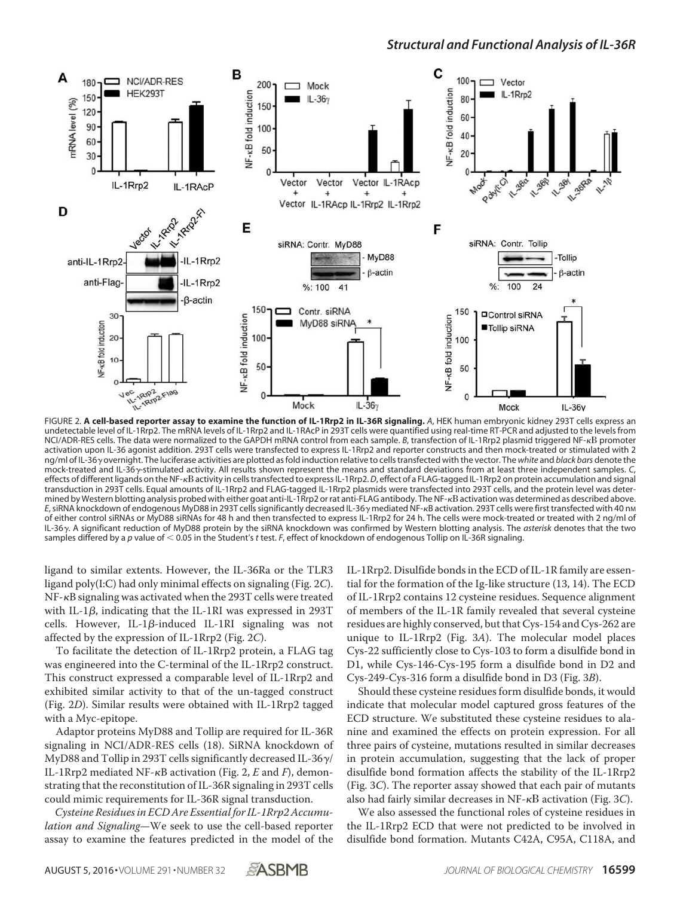FIGURE 2. **A cell-based reporter assay to examine the function of IL-1Rrp2 in IL-36R signaling.** *A*, HEK human embryonic kidney 293T cells express an undetectable level of IL-1Rrp2. The mRNA levels of IL-1Rrp2 and IL-1RAcP in 293T cells were quantified using real-time RT-PCR and adjusted to the levels from NCI/ADR-RES cells. The data were normalized to the GAPDH mRNA control from each sample. *B*, transfection of IL-1Rrp2 plasmid triggered NF-κB promoter activation upon IL-36 agonist addition. 293T cells were transfected to express IL-1Rrp2 and reporter constructs and then mock-treated or stimulated with 2 ng/ml of IL-36γ overnight. The luciferase activities are plotted as fold induction relative to cells transfected with the vector. The *white* and *black bars* denote the mock-treated and IL-36γ-stimulated activity. All results shown represent the means and standard deviations from at least three independent samples. *C*, effects of different ligands on the NF-κB activity in cells transfected to express IL-1Rrp2. *D*, effect of a FLAG-tagged IL-1Rrp2 on protein accumulation and signal transduction in 293T cells. Equal amounts of IL-1Rrp2 and FLAG-tagged IL-1Rrp2 plasmids were transfected into 293T cells, and the protein level was determined by Western blotting analysis probed with either goat anti-IL-1Rrp2 or rat anti-FLAG antibody. The NF-κB activation was determined as described above. *E*, siRNA knockdown of endogenous MyD88 in 293T cells significantly decreased IL-36γ mediated NF-κB activation. 293T cells were first transfected with 40 nM of either control siRNAs or MyD88 siRNAs for 48 h and then transfected to express IL-1Rrp2 for 24 h. The cells were mock-treated or treated with 2 ng/ml of IL-36γ. A significant reduction of MyD88 protein by the siRNA knockdown was confirmed by Western blotting analysis. The *asterisk* denotes that the two samples differed by a *p* value of $< 0.05$ in the Student's *t* test. *F*, effect of knockdown of endogenous Tollip on IL-36R signaling.

ligand to similar extents. However, the IL-36Ra or the TLR3 ligand poly(I:C) had only minimal effects on signaling (Fig. 2*C*). NF-κB signaling was activated when the 293T cells were treated with IL-1β, indicating that the IL-1RI was expressed in 293T cells. However, IL-1β-induced IL-1RI signaling was not affected by the expression of IL-1Rrp2 (Fig. 2*C*).

To facilitate the detection of IL-1Rrp2 protein, a FLAG tag was engineered into the C-terminal of the IL-1Rrp2 construct. This construct expressed a comparable level of IL-1Rrp2 and exhibited similar activity to that of the un-tagged construct (Fig. 2*D*). Similar results were obtained with IL-1Rrp2 tagged with a Myc-epitope.

Adaptor proteins MyD88 and Tollip are required for IL-36R signaling in NCI/ADR-RES cells (18). SiRNA knockdown of MyD88 and Tollip in 293T cells significantly decreased IL-36γ/IL-1Rrp2 mediated NF-κB activation (Fig. 2, *E* and *F*), demonstrating that the reconstitution of IL-36R signaling in 293T cells could mimic requirements for IL-36R signal transduction.

*Cysteine Residues in ECD Are Essential for IL-1Rrp2 Accumulation and Signaling*—We seek to use the cell-based reporter assay to examine the features predicted in the model of the IL-1Rrp2. Disulfide bonds in the ECD of IL-1R family are essential for the formation of the Ig-like structure (13, 14). The ECD of IL-1Rrp2 contains 12 cysteine residues. Sequence alignment of members of the IL-1R family revealed that several cysteine residues are highly conserved, but that Cys-154 and Cys-262 are unique to IL-1Rrp2 (Fig. 3*A*). The molecular model places Cys-22 sufficiently close to Cys-103 to form a disulfide bond in D1, while Cys-146-Cys-195 form a disulfide bond in D2 and Cys-249-Cys-316 form a disulfide bond in D3 (Fig. 3*B*).

Should these cysteine residues form disulfide bonds, it would indicate that molecular model captured gross features of the ECD structure. We substituted these cysteine residues to alanine and examined the effects on protein expression. For all three pairs of cysteine, mutations resulted in similar decreases in protein accumulation, suggesting that the lack of proper disulfide bond formation affects the stability of the IL-1Rrp2 (Fig. 3*C*). The reporter assay showed that each pair of mutants also had fairly similar decreases in NF-κB activation (Fig. 3*C*).

We also assessed the functional roles of cysteine residues in the IL-1Rrp2 ECD that were not predicted to be involved in disulfide bond formation. Mutants C42A, C95A, C118A, and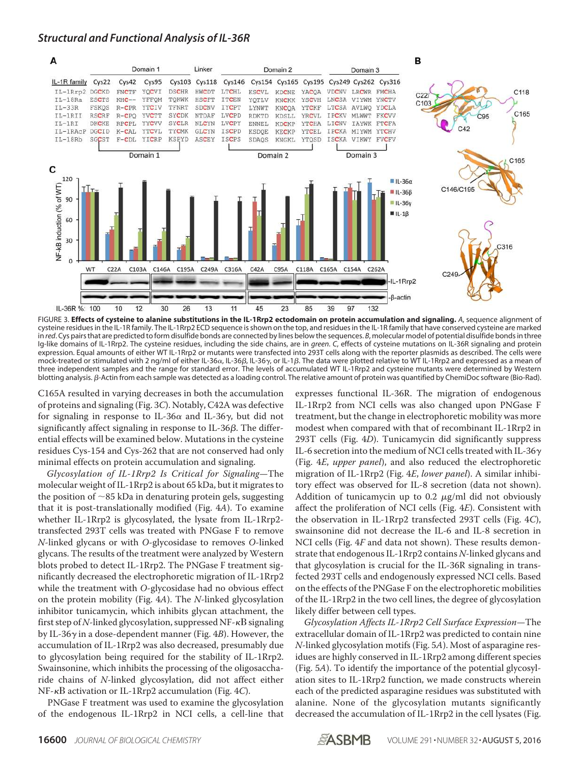FIGURE 3. **Effects of cysteine to alanine substitutions in the IL-1Rrp2 ectodomain on protein accumulation and signaling.** *A*, sequence alignment of cysteine residues in the IL-1R family. The IL-1Rrp2 ECD sequence is shown on the top, and residues in the IL-1R family that have conserved cysteine are marked in *red*. Cys pairs that are predicted to form disulfide bonds are connected by lines below the sequences. *B*, molecular model of potential disulfide bonds in three Ig-like domains of IL-1Rrp2. The cysteine residues, including the side chains, are in *green*. *C*, effects of cysteine mutations on IL-36R signaling and protein expression. Equal amounts of either WT IL-1Rrp2 or mutants were transfected into 293T cells along with the reporter plasmids as described. The cells were mock-treated or stimulated with 2 ng/ml of either IL-36α, IL-36β, IL-36γ, or IL-1β. The data were plotted relative to WT IL-1Rrp2 and expressed as a mean of three independent samples and the range for standard error. The levels of accumulated WT IL-1Rrp2 and cysteine mutants were determined by Western blotting analysis. β-Actin from each sample was detected as a loading control. The relative amount of protein was quantified by ChemiDoc software (Bio-Rad).

C165A resulted in varying decreases in both the accumulation of proteins and signaling (Fig. 3*C*). Notably, C42A was defective for signaling in response to IL-36α and IL-36γ, but did not significantly affect signaling in response to IL-36β. The differential effects will be examined below. Mutations in the cysteine residues Cys-154 and Cys-262 that are not conserved had only minimal effects on protein accumulation and signaling.

*Glycosylation of IL-1Rrp2 Is Critical for Signaling*—The molecular weight of IL-1Rrp2 is about 65 kDa, but it migrates to the position of ~85 kDa in denaturing protein gels, suggesting that it is post-translationally modified (Fig. 4*A*). To examine whether IL-1Rrp2 is glycosylated, the lysate from IL-1Rrp2-transfected 293T cells was treated with PNGase F to remove *N*-linked glycans or with *O*-glycosidase to removes *O*-linked glycans. The results of the treatment were analyzed by Western blots probed to detect IL-1Rrp2. The PNGase F treatment significantly decreased the electrophoretic migration of IL-1Rrp2 while the treatment with *O*-glycosidase had no obvious effect on the protein mobility (Fig. 4*A*). The *N*-linked glycosylation inhibitor tunicamycin, which inhibits glycan attachment, the first step of *N*-linked glycosylation, suppressed NF-κB signaling by IL-36γ in a dose-dependent manner (Fig. 4*B*). However, the accumulation of IL-1Rrp2 was also decreased, presumably due to glycosylation being required for the stability of IL-1Rrp2. Swainsonine, which inhibits the processing of the oligosaccharide chains of *N*-linked glycosylation, did not affect either NF-κB activation or IL-1Rrp2 accumulation (Fig. 4*C*).

PNGase F treatment was used to examine the glycosylation of the endogenous IL-1Rrp2 in NCI cells, a cell-line that expresses functional IL-36R. The migration of endogenous IL-1Rrp2 from NCI cells was also changed upon PNGase F treatment, but the change in electrophoretic mobility was more modest when compared with that of recombinant IL-1Rrp2 in 293T cells (Fig. 4*D*). Tunicamycin did significantly suppress IL-6 secretion into the medium of NCI cells treated with IL-36γ (Fig. 4*E*, *upper panel*), and also reduced the electrophoretic migration of IL-1Rrp2 (Fig. 4*E*, *lower panel*). A similar inhibitory effect was observed for IL-8 secretion (data not shown). Addition of tunicamycin up to 0.2 μg/ml did not obviously affect the proliferation of NCI cells (Fig. 4*E*). Consistent with the observation in IL-1Rrp2 transfected 293T cells (Fig. 4*C*), swainsonine did not decrease the IL-6 and IL-8 secretion in NCI cells (Fig. 4*F* and data not shown). These results demonstrate that endogenous IL-1Rrp2 contains *N*-linked glycans and that glycosylation is crucial for the IL-36R signaling in transfected 293T cells and endogenously expressed NCI cells. Based on the effects of the PNGase F on the electrophoretic mobilities of the IL-1Rrp2 in the two cell lines, the degree of glycosylation likely differ between cell types.

*Glycosylation Affects IL-1Rrp2 Cell Surface Expression*—The extracellular domain of IL-1Rrp2 was predicted to contain nine *N*-linked glycosylation motifs (Fig. 5*A*). Most of asparagine residues are highly conserved in IL-1Rrp2 among different species (Fig. 5*A*). To identify the importance of the potential glycosylation sites to IL-1Rrp2 function, we made constructs wherein each of the predicted asparagine residues was substituted with alanine. None of the glycosylation mutants significantly decreased the accumulation of IL-1Rrp2 in the cell lysates (Fig.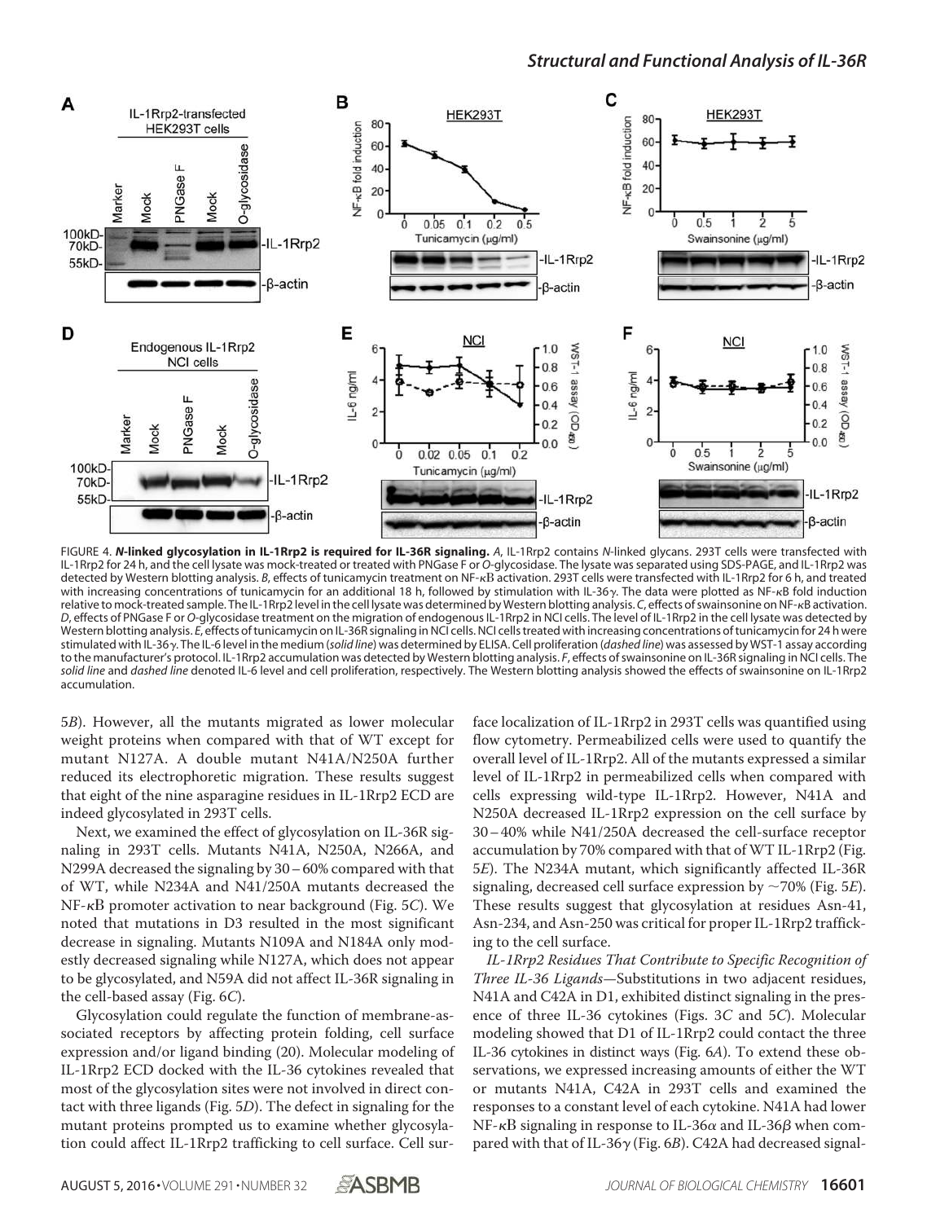FIGURE 4. ***N*-linked glycosylation in IL-1Rrp2 is required for IL-36R signaling.** *A*, IL-1Rrp2 contains *N*-linked glycans. 293T cells were transfected with IL-1Rrp2 for 24 h, and the cell lysate was mock-treated or treated with PNGase F or *O*-glycosidase. The lysate was separated using SDS-PAGE, and IL-1Rrp2 was detected by Western blotting analysis. *B*, effects of tunicamycin treatment on NF-κB activation. 293T cells were transfected with IL-1Rrp2 for 6 h, and treated with increasing concentrations of tunicamycin for an additional 18 h, followed by stimulation with IL-36γ. The data were plotted as NF-κB fold induction relative to mock-treated sample. The IL-1Rrp2 level in the cell lysate was determined by Western blotting analysis. *C*, effects of swainsonine on NF-κB activation. *D*, effects of PNGase F or *O*-glycosidase treatment on the migration of endogenous IL-1Rrp2 in NCI cells. The level of IL-1Rrp2 in the cell lysate was detected by Western blotting analysis. *E*, effects of tunicamycin on IL-36R signaling in NCI cells. NCI cells treated with increasing concentrations of tunicamycin for 24 h were stimulated with IL-36γ. The IL-6 level in the medium (*solid line*) was determined by ELISA. Cell proliferation (*dashed line*) was assessed by WST-1 assay according to the manufacturer's protocol. IL-1Rrp2 accumulation was detected by Western blotting analysis. *F*, effects of swainsonine on IL-36R signaling in NCI cells. The *solid line* and *dashed line* denoted IL-6 level and cell proliferation, respectively. The Western blotting analysis showed the effects of swainsonine on IL-1Rrp2 accumulation.

5*B*). However, all the mutants migrated as lower molecular weight proteins when compared with that of WT except for mutant N127A. A double mutant N41A/N250A further reduced its electrophoretic migration. These results suggest that eight of the nine asparagine residues in IL-1Rrp2 ECD are indeed glycosylated in 293T cells.

Next, we examined the effect of glycosylation on IL-36R signaling in 293T cells. Mutants N41A, N250A, N266A, and N299A decreased the signaling by 30–60% compared with that of WT, while N234A and N41/250A mutants decreased the NF-κB promoter activation to near background (Fig. 5*C*). We noted that mutations in D3 resulted in the most significant decrease in signaling. Mutants N109A and N184A only modestly decreased signaling while N127A, which does not appear to be glycosylated, and N59A did not affect IL-36R signaling in the cell-based assay (Fig. 6*C*).

Glycosylation could regulate the function of membrane-associated receptors by affecting protein folding, cell surface expression and/or ligand binding (20). Molecular modeling of IL-1Rrp2 ECD docked with the IL-36 cytokines revealed that most of the glycosylation sites were not involved in direct contact with three ligands (Fig. 5*D*). The defect in signaling for the mutant proteins prompted us to examine whether glycosylation could affect IL-1Rrp2 trafficking to cell surface. Cell surface localization of IL-1Rrp2 in 293T cells was quantified using flow cytometry. Permeabilized cells were used to quantify the overall level of IL-1Rrp2. All of the mutants expressed a similar level of IL-1Rrp2 in permeabilized cells when compared with cells expressing wild-type IL-1Rrp2. However, N41A and N250A decreased IL-1Rrp2 expression on the cell surface by 30–40% while N41/250A decreased the cell-surface receptor accumulation by 70% compared with that of WT IL-1Rrp2 (Fig. 5*E*). The N234A mutant, which significantly affected IL-36R signaling, decreased cell surface expression by ~70% (Fig. 5*E*). These results suggest that glycosylation at residues Asn-41, Asn-234, and Asn-250 was critical for proper IL-1Rrp2 trafficking to the cell surface.

*IL-1Rrp2 Residues That Contribute to Specific Recognition of Three IL-36 Ligands*—Substitutions in two adjacent residues, N41A and C42A in D1, exhibited distinct signaling in the presence of three IL-36 cytokines (Figs. 3*C* and 5*C*). Molecular modeling showed that D1 of IL-1Rrp2 could contact the three IL-36 cytokines in distinct ways (Fig. 6*A*). To extend these observations, we expressed increasing amounts of either the WT or mutants N41A, C42A in 293T cells and examined the responses to a constant level of each cytokine. N41A had lower NF-κB signaling in response to IL-36α and IL-36β when compared with that of IL-36γ (Fig. 6*B*). C42A had decreased signal-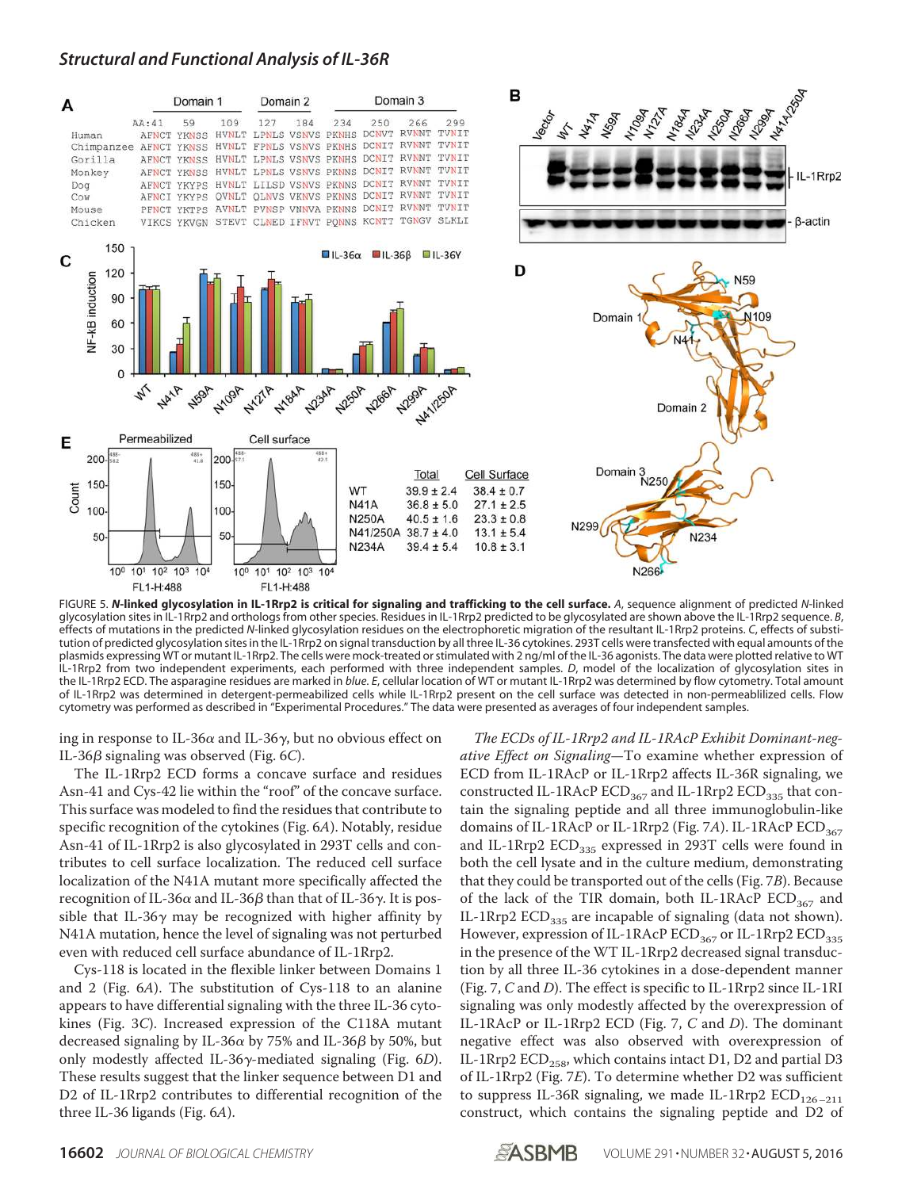FIGURE 5. ***N*-linked glycosylation in IL-1Rrp2 is critical for signaling and trafficking to the cell surface.** *A*, sequence alignment of predicted *N*-linked glycosylation sites in IL-1Rrp2 and orthologs from other species. Residues in IL-1Rrp2 predicted to be glycosylated are shown above the IL-1Rrp2 sequence. *B*, effects of mutations in the predicted *N*-linked glycosylation residues on the electrophoretic migration of the resultant IL-1Rrp2 proteins. *C*, effects of substitution of predicted glycosylation sites in the IL-1Rrp2 on signal transduction by all three IL-36 cytokines. 293T cells were transfected with equal amounts of the plasmids expressing WT or mutant IL-1Rrp2. The cells were mock-treated or stimulated with 2 ng/ml of the IL-36 agonists. The data were plotted relative to WT IL-1Rrp2 from two independent experiments, each performed with three independent samples. *D*, model of the localization of glycosylation sites in the IL-1Rrp2 ECD. The asparagine residues are marked in *blue*. *E*, cellular location of WT or mutant IL-1Rrp2 was determined by flow cytometry. Total amount of IL-1Rrp2 was determined in detergent-permeabilized cells while IL-1Rrp2 present on the cell surface was detected in non-permeablilized cells. Flow cytometry was performed as described in "Experimental Procedures." The data were presented as averages of four independent samples.

ing in response to IL-36α and IL-36γ, but no obvious effect on IL-36β signaling was observed (Fig. 6*C*).

The IL-1Rrp2 ECD forms a concave surface and residues Asn-41 and Cys-42 lie within the "roof" of the concave surface. This surface was modeled to find the residues that contribute to specific recognition of the cytokines (Fig. 6*A*). Notably, residue Asn-41 of IL-1Rrp2 is also glycosylated in 293T cells and contributes to cell surface localization. The reduced cell surface localization of the N41A mutant more specifically affected the recognition of IL-36α and IL-36β than that of IL-36γ. It is possible that IL-36γ may be recognized with higher affinity by N41A mutation, hence the level of signaling was not perturbed even with reduced cell surface abundance of IL-1Rrp2.

Cys-118 is located in the flexible linker between Domains 1 and 2 (Fig. 6*A*). The substitution of Cys-118 to an alanine appears to have differential signaling with the three IL-36 cytokines (Fig. 3*C*). Increased expression of the C118A mutant decreased signaling by IL-36α by 75% and IL-36β by 50%, but only modestly affected IL-36γ-mediated signaling (Fig. 6*D*). These results suggest that the linker sequence between D1 and D2 of IL-1Rrp2 contributes to differential recognition of the three IL-36 ligands (Fig. 6*A*).

*The ECDs of IL-1Rrp2 and IL-1RAcP Exhibit Dominant-negative Effect on Signaling*—To examine whether expression of ECD from IL-1RAcP or IL-1Rrp2 affects IL-36R signaling, we constructed IL-1RAcP $ECD_{367}$ and IL-1Rrp2 $ECD_{335}$ that contain the signaling peptide and all three immunoglobulin-like domains of IL-1RAcP or IL-1Rrp2 (Fig. 7*A*). IL-1RAcP $ECD_{367}$ and IL-1Rrp2 $ECD_{335}$ expressed in 293T cells were found in both the cell lysate and in the culture medium, demonstrating that they could be transported out of the cells (Fig. 7*B*). Because of the lack of the TIR domain, both IL-1RAcP $ECD_{367}$ and IL-1Rrp2 $ECD_{335}$ are incapable of signaling (data not shown). However, expression of IL-1RAcP $ECD_{367}$ or IL-1Rrp2 $ECD_{335}$ in the presence of the WT IL-1Rrp2 decreased signal transduction by all three IL-36 cytokines in a dose-dependent manner (Fig. 7, *C* and *D*). The effect is specific to IL-1Rrp2 since IL-1RI signaling was only modestly affected by the overexpression of IL-1RAcP or IL-1Rrp2 ECD (Fig. 7, *C* and *D*). The dominant negative effect was also observed with overexpression of IL-1Rrp2 $ECD_{258}$, which contains intact D1, D2 and partial D3 of IL-1Rrp2 (Fig. 7*E*). To determine whether D2 was sufficient to suppress IL-36R signaling, we made IL-1Rrp2 $ECD_{126-211}$ construct, which contains the signaling peptide and D2 of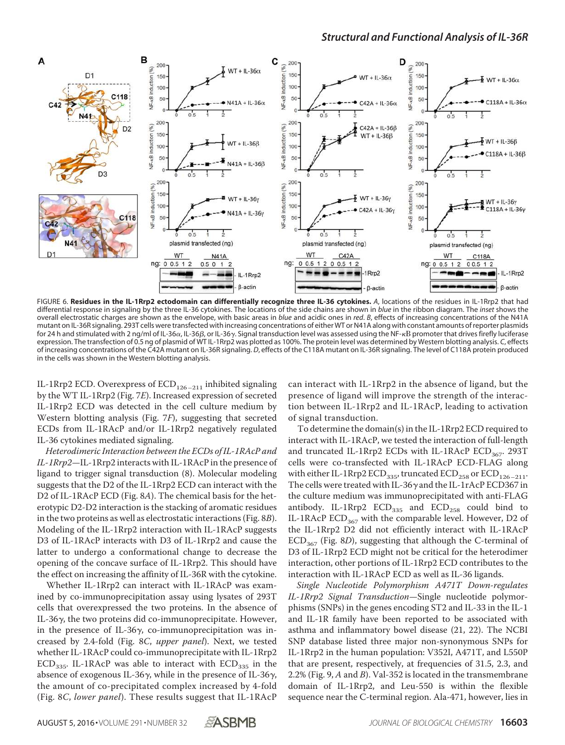FIGURE 6. **Residues in the IL-1Rrp2 ectodomain can differentially recognize three IL-36 cytokines.** *A*, locations of the residues in IL-1Rrp2 that had differential response in signaling by the three IL-36 cytokines. The locations of the side chains are shown in *blue* in the ribbon diagram. The *inset* shows the overall electrostatic charges are shown as the envelope, with basic areas in *blue* and acidic ones in *red*. *B*, effects of increasing concentrations of the N41A mutant on IL-36R signaling. 293T cells were transfected with increasing concentrations of either WT or N41A along with constant amounts of reporter plasmids for 24 h and stimulated with 2 ng/ml of IL-36α, IL-36β, or IL-36γ. Signal transduction level was assessed using the NF-κB promoter that drives firefly luciferase expression. The transfection of 0.5 ng of plasmid of WT IL-1Rrp2 was plotted as 100%. The protein level was determined by Western blotting analysis. *C*, effects of increasing concentrations of the C42A mutant on IL-36R signaling. *D*, effects of the C118A mutant on IL-36R signaling. The level of C118A protein produced in the cells was shown in the Western blotting analysis.

IL-1Rrp2 ECD. Overexpress of $ECD_{126-211}$ inhibited signaling by the WT IL-1Rrp2 (Fig. 7*E*). Increased expression of secreted IL-1Rrp2 ECD was detected in the cell culture medium by Western blotting analysis (Fig. 7*F*), suggesting that secreted ECDs from IL-1RAcP and/or IL-1Rrp2 negatively regulated IL-36 cytokines mediated signaling.

*Heterodimeric Interaction between the ECDs of IL-1RAcP and IL-1Rrp2*—IL-1Rrp2 interacts with IL-1RAcP in the presence of ligand to trigger signal transduction (8). Molecular modeling suggests that the D2 of the IL-1Rrp2 ECD can interact with the D2 of IL-1RAcP ECD (Fig. 8*A*). The chemical basis for the heterotypic D2-D2 interaction is the stacking of aromatic residues in the two proteins as well as electrostatic interactions (Fig. 8*B*). Modeling of the IL-1Rrp2 interaction with IL-1RAcP suggests D3 of IL-1RAcP interacts with D3 of IL-1Rrp2 and cause the latter to undergo a conformational change to decrease the opening of the concave surface of IL-1Rrp2. This should have the effect on increasing the affinity of IL-36R with the cytokine.

Whether IL-1Rrp2 can interact with IL-1RAcP was examined by co-immunoprecipitation assay using lysates of 293T cells that overexpressed the two proteins. In the absence of IL-36γ, the two proteins did co-immunoprecipitate. However, in the presence of IL-36γ, co-immunoprecipitation was increased by 2.4-fold (Fig. 8*C*, *upper panel*). Next, we tested whether IL-1RAcP could co-immunoprecipitate with IL-1Rrp2 $ECD_{335}$. IL-1RAcP was able to interact with $ECD_{335}$ in the absence of exogenous IL-36γ, while in the presence of IL-36γ, the amount of co-precipitated complex increased by 4-fold (Fig. 8*C*, *lower panel*). These results suggest that IL-1RAcP can interact with IL-1Rrp2 in the absence of ligand, but the presence of ligand will improve the strength of the interaction between IL-1Rrp2 and IL-1RAcP, leading to activation of signal transduction.

To determine the domain(s) in the IL-1Rrp2 ECD required to interact with IL-1RAcP, we tested the interaction of full-length and truncated IL-1Rrp2 ECDs with IL-1RAcP $ECD_{367}$. 293T cells were co-transfected with IL-1RAcP ECD-FLAG along with either IL-1Rrp2 $ECD_{335}$, truncated $ECD_{258}$ or $ECD_{126-211}$. The cells were treated with IL-36γ and the IL-1rAcP ECD367 in the culture medium was immunoprecipitated with anti-FLAG antibody. IL-1Rrp2 $ECD_{335}$ and $ECD_{258}$ could bind to IL-1RAcP $ECD_{367}$ with the comparable level. However, D2 of the IL-1Rrp2 D2 did not efficiently interact with IL-1RAcP $ECD_{367}$ (Fig. 8*D*), suggesting that although the C-terminal of D3 of IL-1Rrp2 ECD might not be critical for the heterodimer interaction, other portions of IL-1Rrp2 ECD contributes to the interaction with IL-1RAcP ECD as well as IL-36 ligands.

*Single Nucleotide Polymorphism A471T Down-regulates IL-1Rrp2 Signal Transduction*—Single nucleotide polymorphisms (SNPs) in the genes encoding ST2 and IL-33 in the IL-1 and IL-1R family have been reported to be associated with asthma and inflammatory bowel disease (21, 22). The NCBI SNP database listed three major non-synonymous SNPs for IL-1Rrp2 in the human population: V352I, A471T, and L550P that are present, respectively, at frequencies of 31.5, 2.3, and 2.2% (Fig. 9, *A* and *B*). Val-352 is located in the transmembrane domain of IL-1Rrp2, and Leu-550 is within the flexible sequence near the C-terminal region. Ala-471, however, lies in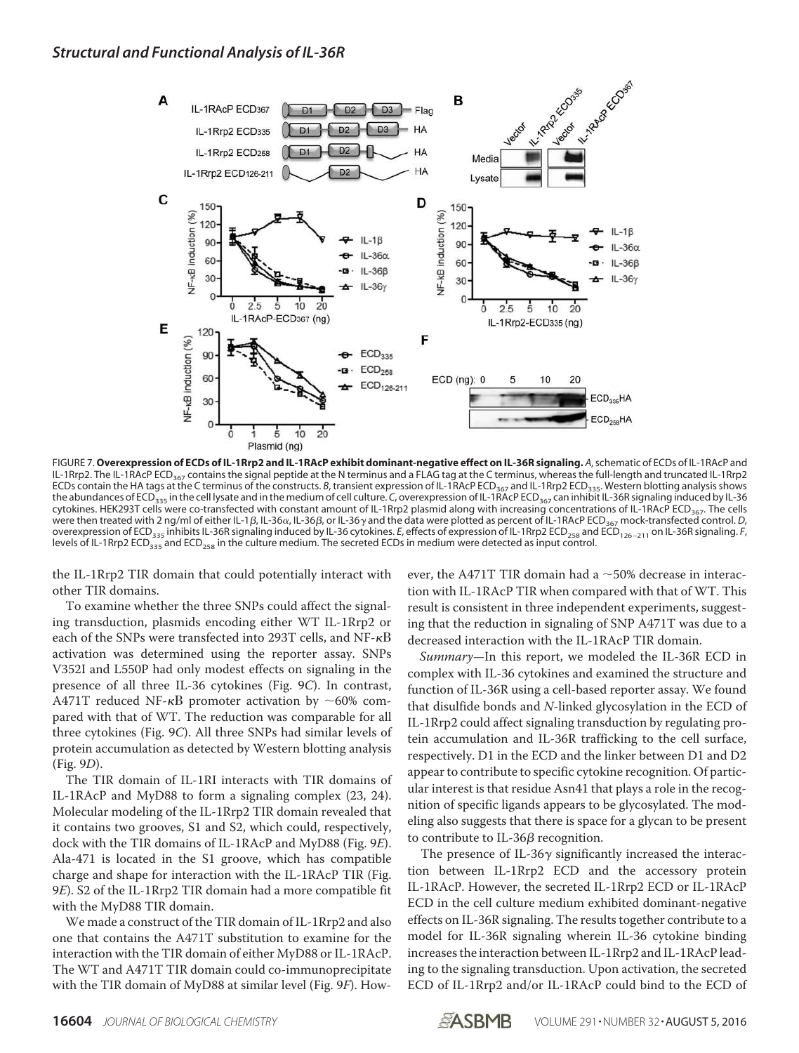FIGURE 7. **Overexpression of ECDs of IL-1Rrp2 and IL-1RAcP exhibit dominant-negative effect on IL-36R signaling.** *A*, schematic of ECDs of IL-1RAcP and IL-1Rrp2. The IL-1RAcP $ECD_{367}$ contains the signal peptide at the N terminus and a FLAG tag at the C terminus, whereas the full-length and truncated IL-1Rrp2 ECDs contain the HA tags at the C terminus of the constructs. *B*, transient expression of IL-1RAcP $ECD_{367}$ and IL-1Rrp2 $ECD_{335}$. Western blotting analysis shows the abundances of $ECD_{335}$ in the cell lysate and in the medium of cell culture. *C*, overexpression of IL-1RAcP $ECD_{367}$ can inhibit IL-36R signaling induced by IL-36 cytokines. HEK293T cells were co-transfected with constant amount of IL-1Rrp2 plasmid along with increasing concentrations of IL-1RAcP $ECD_{367}$. The cells were then treated with 2 ng/ml of either IL-1β, IL-36α, IL-36β, or IL-36γ and the data were plotted as percent of IL-1RAcP $ECD_{367}$ mock-transfected control. *D*, overexpression of $ECD_{335}$ inhibits IL-36R signaling induced by IL-36 cytokines. *E*, effects of expression of IL-1Rrp2 $ECD_{258}$ and $ECD_{126-211}$ on IL-36R signaling. *F*, levels of IL-1Rrp2 $ECD_{335}$ and $ECD_{258}$ in the culture medium. The secreted ECDs in medium were detected as input control.

the IL-1Rrp2 TIR domain that could potentially interact with other TIR domains.

To examine whether the three SNPs could affect the signaling transduction, plasmids encoding either WT IL-1Rrp2 or each of the SNPs were transfected into 293T cells, and NF-κB activation was determined using the reporter assay. SNPs V352I and L550P had only modest effects on signaling in the presence of all three IL-36 cytokines (Fig. 9*C*). In contrast, A471T reduced NF-κB promoter activation by ~60% compared with that of WT. The reduction was comparable for all three cytokines (Fig. 9*C*). All three SNPs had similar levels of protein accumulation as detected by Western blotting analysis (Fig. 9*D*).

The TIR domain of IL-1RI interacts with TIR domains of IL-1RAcP and MyD88 to form a signaling complex (23, 24). Molecular modeling of the IL-1Rrp2 TIR domain revealed that it contains two grooves, S1 and S2, which could, respectively, dock with the TIR domains of IL-1RAcP and MyD88 (Fig. 9*E*). Ala-471 is located in the S1 groove, which has compatible charge and shape for interaction with the IL-1RAcP TIR (Fig. 9*E*). S2 of the IL-1Rrp2 TIR domain had a more compatible fit with the MyD88 TIR domain.

We made a construct of the TIR domain of IL-1Rrp2 and also one that contains the A471T substitution to examine for the interaction with the TIR domain of either MyD88 or IL-1RAcP. The WT and A471T TIR domain could co-immunoprecipitate with the TIR domain of MyD88 at similar level (Fig. 9*F*). However, the A471T TIR domain had a ~50% decrease in interaction with IL-1RAcP TIR when compared with that of WT. This result is consistent in three independent experiments, suggesting that the reduction in signaling of SNP A471T was due to a decreased interaction with the IL-1RAcP TIR domain.

*Summary*—In this report, we modeled the IL-36R ECD in complex with IL-36 cytokines and examined the structure and function of IL-36R using a cell-based reporter assay. We found that disulfide bonds and *N*-linked glycosylation in the ECD of IL-1Rrp2 could affect signaling transduction by regulating protein accumulation and IL-36R trafficking to the cell surface, respectively. D1 in the ECD and the linker between D1 and D2 appear to contribute to specific cytokine recognition. Of particular interest is that residue Asn41 that plays a role in the recognition of specific ligands appears to be glycosylated. The modeling also suggests that there is space for a glycan to be present to contribute to IL-36β recognition.

The presence of IL-36γ significantly increased the interaction between IL-1Rrp2 ECD and the accessory protein IL-1RAcP. However, the secreted IL-1Rrp2 ECD or IL-1RAcP ECD in the cell culture medium exhibited dominant-negative effects on IL-36R signaling. The results together contribute to a model for IL-36R signaling wherein IL-36 cytokine binding increases the interaction between IL-1Rrp2 and IL-1RAcP leading to the signaling transduction. Upon activation, the secreted ECD of IL-1Rrp2 and/or IL-1RAcP could bind to the ECD of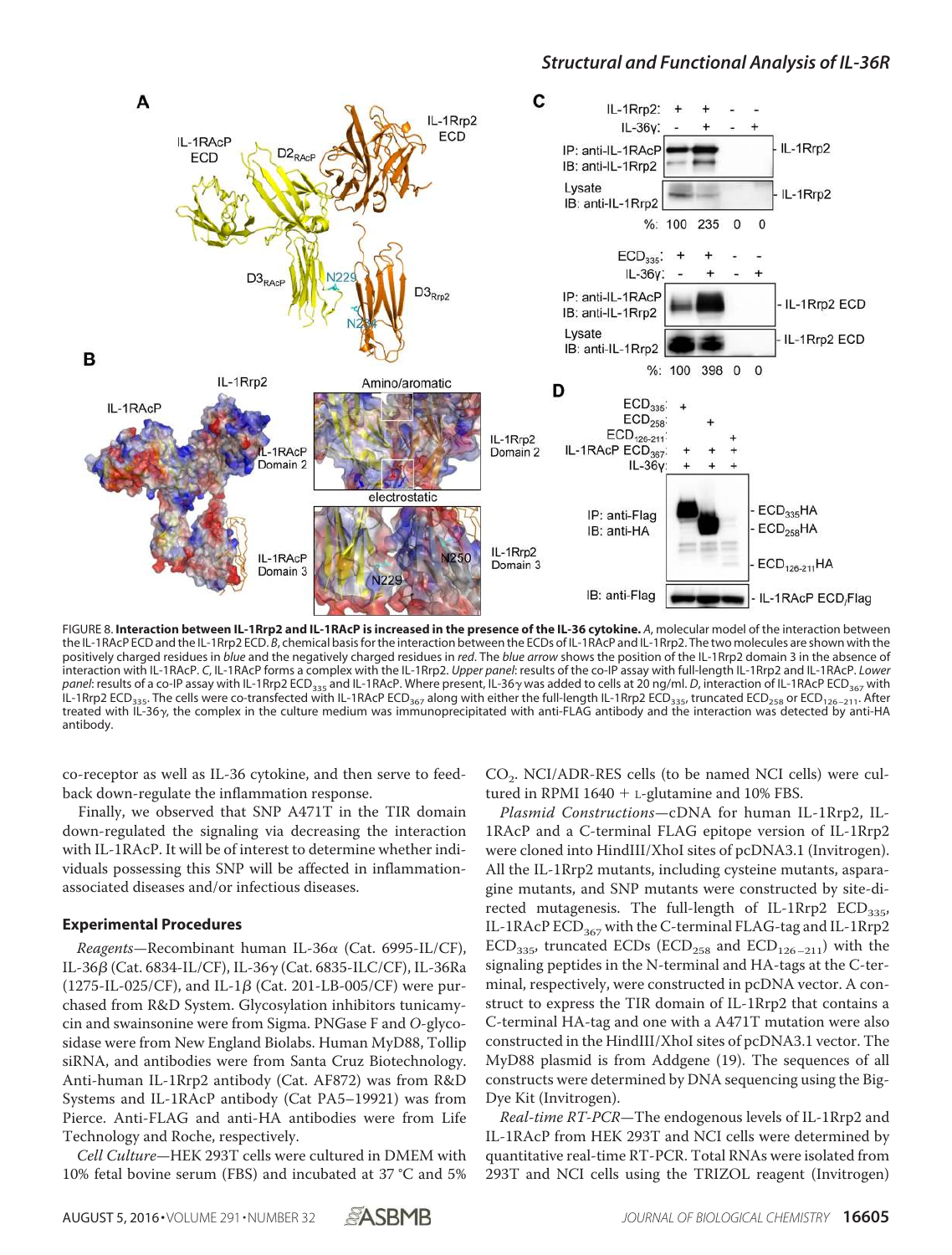FIGURE 8. **Interaction between IL-1Rrp2 and IL-1RAcP is increased in the presence of the IL-36 cytokine.** *A*, molecular model of the interaction between the IL-1RAcP ECD and the IL-1Rrp2 ECD. *B*, chemical basis for the interaction between the ECDs of IL-1RAcP and IL-1Rrp2. The two molecules are shown with the positively charged residues in *blue* and the negatively charged residues in *red*. The *blue arrow* shows the position of the IL-1Rrp2 domain 3 in the absence of interaction with IL-1RAcP. *C*, IL-1RAcP forms a complex with the IL-1Rrp2. *Upper panel*: results of the co-IP assay with full-length IL-1Rrp2 and IL-1RAcP. *Lower panel*: results of a co-IP assay with IL-1Rrp2 $ECD_{335}$ and IL-1RAcP. Where present, IL-36γ was added to cells at 20 ng/ml. *D*, interaction of IL-1RAcP $ECD_{367}$ with IL-1Rrp2 $ECD_{335}$. The cells were co-transfected with IL-1RAcP $ECD_{367}$ along with either the full-length IL-1Rrp2 $ECD_{335}$, truncated $ECD_{258}$ or $ECD_{126-211}$. After treated with IL-36γ, the complex in the culture medium was immunoprecipitated with anti-FLAG antibody and the interaction was detected by anti-HA antibody.

co-receptor as well as IL-36 cytokine, and then serve to feedback down-regulate the inflammation response.

Finally, we observed that SNP A471T in the TIR domain down-regulated the signaling via decreasing the interaction with IL-1RAcP. It will be of interest to determine whether individuals possessing this SNP will be affected in inflammation-associated diseases and/or infectious diseases.

### Experimental Procedures

*Reagents*—Recombinant human IL-36α (Cat. 6995-IL/CF), IL-36β (Cat. 6834-IL/CF), IL-36γ (Cat. 6835-ILC/CF), IL-36Ra (1275-IL-025/CF), and IL-1β (Cat. 201-LB-005/CF) were purchased from R&D System. Glycosylation inhibitors tunicamycin and swainsonine were from Sigma. PNGase F and *O*-glycosidase were from New England Biolabs. Human MyD88, Tollip siRNA, and antibodies were from Santa Cruz Biotechnology. Anti-human IL-1Rrp2 antibody (Cat. AF872) was from R&D Systems and IL-1RAcP antibody (Cat PA5–19921) was from Pierce. Anti-FLAG and anti-HA antibodies were from Life Technology and Roche, respectively.

*Cell Culture*—HEK 293T cells were cultured in DMEM with 10% fetal bovine serum (FBS) and incubated at 37 °C and 5% $CO_2$. NCI/ADR-RES cells (to be named NCI cells) were cultured in RPMI 1640 + L-glutamine and 10% FBS.

*Plasmid Constructions*—cDNA for human IL-1Rrp2, IL-1RAcP and a C-terminal FLAG epitope version of IL-1Rrp2 were cloned into HindIII/XhoI sites of pcDNA3.1 (Invitrogen). All the IL-1Rrp2 mutants, including cysteine mutants, asparagine mutants, and SNP mutants were constructed by site-directed mutagenesis. The full-length of IL-1Rrp2 $ECD_{335}$, IL-1RAcP $ECD_{367}$ with the C-terminal FLAG-tag and IL-1Rrp2 $ECD_{335}$, truncated ECDs ($ECD_{258}$ and $ECD_{126-211}$) with the signaling peptides in the N-terminal and HA-tags at the C-terminal, respectively, were constructed in pcDNA vector. A construct to express the TIR domain of IL-1Rrp2 that contains a C-terminal HA-tag and one with a A471T mutation were also constructed in the HindIII/XhoI sites of pcDNA3.1 vector. The MyD88 plasmid is from Addgene (19). The sequences of all constructs were determined by DNA sequencing using the BigDye Kit (Invitrogen).

*Real-time RT-PCR*—The endogenous levels of IL-1Rrp2 and IL-1RAcP from HEK 293T and NCI cells were determined by quantitative real-time RT-PCR. Total RNAs were isolated from 293T and NCI cells using the TRIZOL reagent (Invitrogen)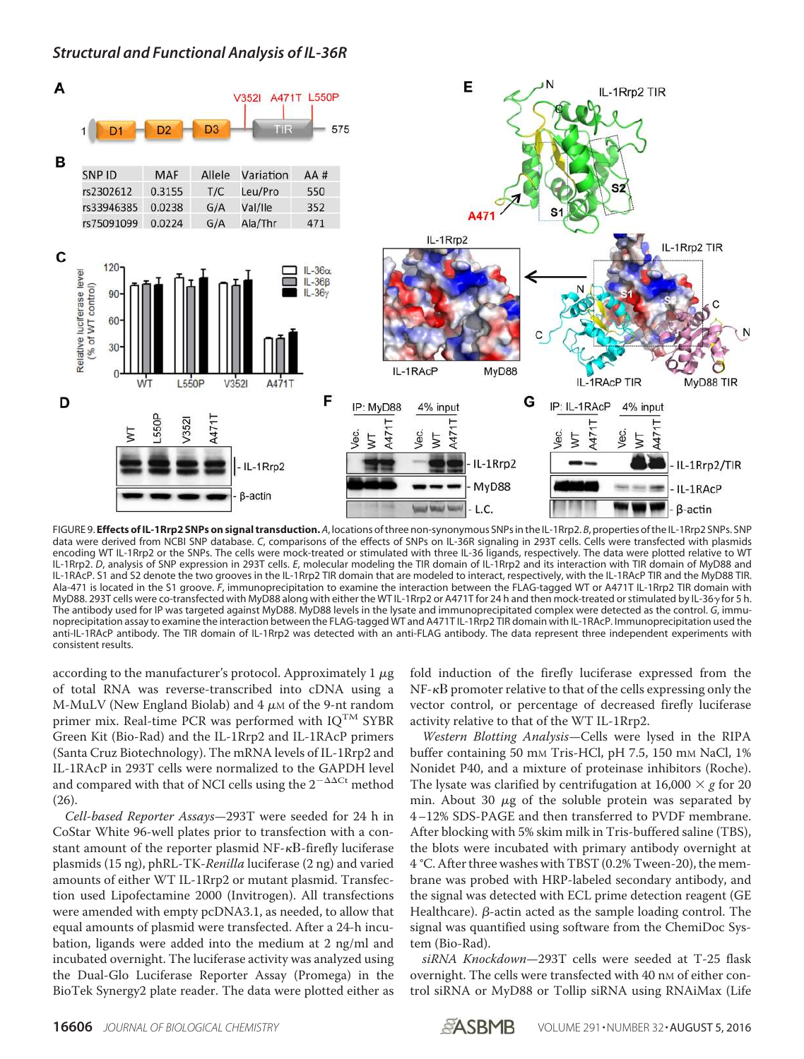FIGURE 9. **Effects of IL-1Rrp2 SNPs on signal transduction.** *A*, locations of three non-synonymous SNPs in the IL-1Rrp2. *B*, properties of the IL-1Rrp2 SNPs. SNP data were derived from NCBI SNP database. *C*, comparisons of the effects of SNPs on IL-36R signaling in 293T cells. Cells were transfected with plasmids encoding WT IL-1Rrp2 or the SNPs. The cells were mock-treated or stimulated with three IL-36 ligands, respectively. The data were plotted relative to WT IL-1Rrp2. *D*, analysis of SNP expression in 293T cells. *E*, molecular modeling the TIR domain of IL-1Rrp2 and its interaction with TIR domain of MyD88 and IL-1RAcP. S1 and S2 denote the two grooves in the IL-1Rrp2 TIR domain that are modeled to interact, respectively, with the IL-1RAcP TIR and the MyD88 TIR. Ala-471 is located in the S1 groove. *F*, immunoprecipitation to examine the interaction between the FLAG-tagged WT or A471T IL-1Rrp2 TIR domain with MyD88. 293T cells were co-transfected with MyD88 along with either the WT IL-1Rrp2 or A471T for 24 h and then mock-treated or stimulated by IL-36γ for 5 h. The antibody used for IP was targeted against MyD88. MyD88 levels in the lysate and immunoprecipitated complex were detected as the control. *G*, immunoprecipitation assay to examine the interaction between the FLAG-tagged WT and A471T IL-1Rrp2 TIR domain with IL-1RAcP. Immunoprecipitation used the anti-IL-1RAcP antibody. The TIR domain of IL-1Rrp2 was detected with an anti-FLAG antibody. The data represent three independent experiments with consistent results.

according to the manufacturer's protocol. Approximately 1 μg of total RNA was reverse-transcribed into cDNA using a M-MuLV (New England Biolab) and 4 μM of the 9-nt random primer mix. Real-time PCR was performed with IQ™ SYBR Green Kit (Bio-Rad) and the IL-1Rrp2 and IL-1RAcP primers (Santa Cruz Biotechnology). The mRNA levels of IL-1Rrp2 and IL-1RAcP in 293T cells were normalized to the GAPDH level and compared with that of NCI cells using the $2^{-\Delta\Delta Ct}$ method (26).

*Cell-based Reporter Assays*—293T were seeded for 24 h in CoStar White 96-well plates prior to transfection with a constant amount of the reporter plasmid NF-κB-firefly luciferase plasmids (15 ng), phRL-TK-*Renilla* luciferase (2 ng) and varied amounts of either WT IL-1Rrp2 or mutant plasmid. Transfection used Lipofectamine 2000 (Invitrogen). All transfections were amended with empty pcDNA3.1, as needed, to allow that equal amounts of plasmid were transfected. After a 24-h incubation, ligands were added into the medium at 2 ng/ml and incubated overnight. The luciferase activity was analyzed using the Dual-Glo Luciferase Reporter Assay (Promega) in the BioTek Synergy2 plate reader. The data were plotted either as fold induction of the firefly luciferase expressed from the NF-κB promoter relative to that of the cells expressing only the vector control, or percentage of decreased firefly luciferase activity relative to that of the WT IL-1Rrp2.

*Western Blotting Analysis*—Cells were lysed in the RIPA buffer containing 50 mM Tris-HCl, pH 7.5, 150 mM NaCl, 1% Nonidet P40, and a mixture of proteinase inhibitors (Roche). The lysate was clarified by centrifugation at 16,000 × *g* for 20 min. About 30 μg of the soluble protein was separated by 4–12% SDS-PAGE and then transferred to PVDF membrane. After blocking with 5% skim milk in Tris-buffered saline (TBS), the blots were incubated with primary antibody overnight at 4 °C. After three washes with TBST (0.2% Tween-20), the membrane was probed with HRP-labeled secondary antibody, and the signal was detected with ECL prime detection reagent (GE Healthcare). β-actin acted as the sample loading control. The signal was quantified using software from the ChemiDoc System (Bio-Rad).

*siRNA Knockdown*—293T cells were seeded at T-25 flask overnight. The cells were transfected with 40 nM of either control siRNA or MyD88 or Tollip siRNA using RNAiMax (Life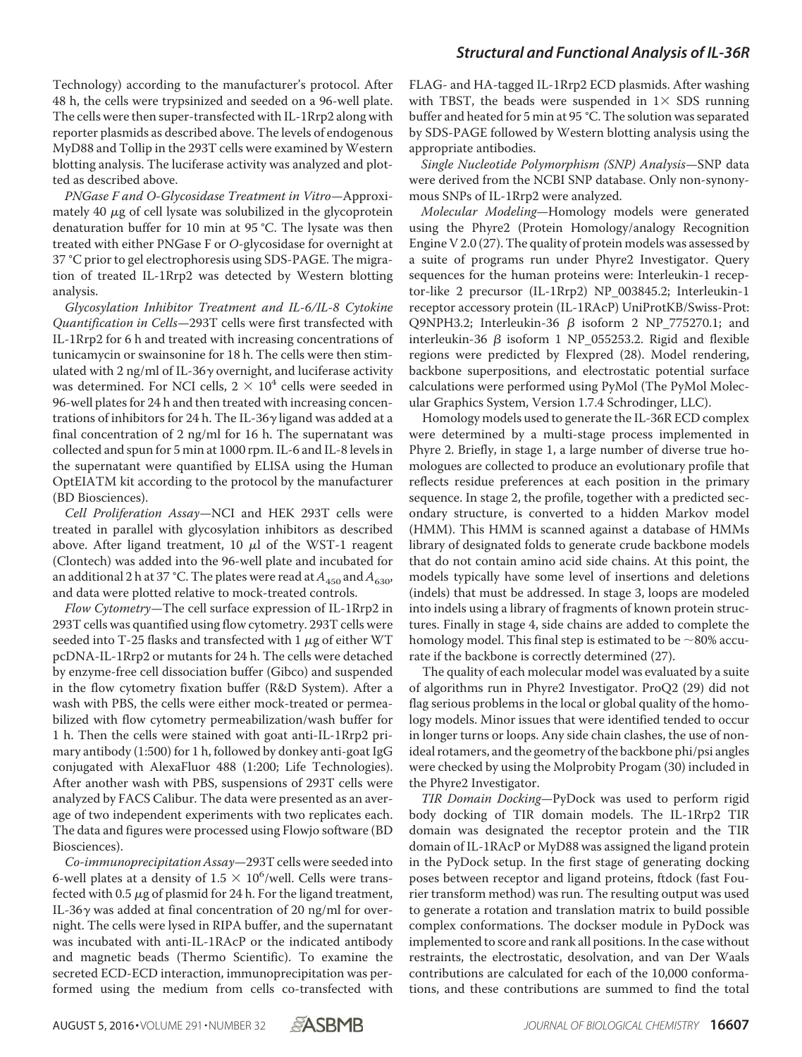Technology) according to the manufacturer's protocol. After 48 h, the cells were trypsinized and seeded on a 96-well plate. The cells were then super-transfected with IL-1Rrp2 along with reporter plasmids as described above. The levels of endogenous MyD88 and Tollip in the 293T cells were examined by Western blotting analysis. The luciferase activity was analyzed and plotted as described above.

*PNGase F and O-Glycosidase Treatment in Vitro*—Approximately 40 μg of cell lysate was solubilized in the glycoprotein denaturation buffer for 10 min at 95 °C. The lysate was then treated with either PNGase F or *O*-glycosidase for overnight at 37 °C prior to gel electrophoresis using SDS-PAGE. The migration of treated IL-1Rrp2 was detected by Western blotting analysis.

*Glycosylation Inhibitor Treatment and IL-6/IL-8 Cytokine Quantification in Cells*—293T cells were first transfected with IL-1Rrp2 for 6 h and treated with increasing concentrations of tunicamycin or swainsonine for 18 h. The cells were then stimulated with 2 ng/ml of IL-36γ overnight, and luciferase activity was determined. For NCI cells, $2 \times 10^4$ cells were seeded in 96-well plates for 24 h and then treated with increasing concentrations of inhibitors for 24 h. The IL-36γ ligand was added at a final concentration of 2 ng/ml for 16 h. The supernatant was collected and spun for 5 min at 1000 rpm. IL-6 and IL-8 levels in the supernatant were quantified by ELISA using the Human OptEIATM kit according to the protocol by the manufacturer (BD Biosciences).

*Cell Proliferation Assay*—NCI and HEK 293T cells were treated in parallel with glycosylation inhibitors as described above. After ligand treatment, 10 μl of the WST-1 reagent (Clontech) was added into the 96-well plate and incubated for an additional 2 h at 37 °C. The plates were read at $A_{450}$ and $A_{630}$, and data were plotted relative to mock-treated controls.

*Flow Cytometry*—The cell surface expression of IL-1Rrp2 in 293T cells was quantified using flow cytometry. 293T cells were seeded into T-25 flasks and transfected with 1 μg of either WT pcDNA-IL-1Rrp2 or mutants for 24 h. The cells were detached by enzyme-free cell dissociation buffer (Gibco) and suspended in the flow cytometry fixation buffer (R&D System). After a wash with PBS, the cells were either mock-treated or permeabilized with flow cytometry permeabilization/wash buffer for 1 h. Then the cells were stained with goat anti-IL-1Rrp2 primary antibody (1:500) for 1 h, followed by donkey anti-goat IgG conjugated with AlexaFluor 488 (1:200; Life Technologies). After another wash with PBS, suspensions of 293T cells were analyzed by FACS Calibur. The data were presented as an average of two independent experiments with two replicates each. The data and figures were processed using Flowjo software (BD Biosciences).

*Co-immunoprecipitation Assay*—293T cells were seeded into 6-well plates at a density of $1.5 \times 10^6$/well. Cells were transfected with 0.5 μg of plasmid for 24 h. For the ligand treatment, IL-36γ was added at final concentration of 20 ng/ml for overnight. The cells were lysed in RIPA buffer, and the supernatant was incubated with anti-IL-1RAcP or the indicated antibody and magnetic beads (Thermo Scientific). To examine the secreted ECD-ECD interaction, immunoprecipitation was performed using the medium from cells co-transfected with FLAG- and HA-tagged IL-1Rrp2 ECD plasmids. After washing with TBST, the beads were suspended in 1× SDS running buffer and heated for 5 min at 95 °C. The solution was separated by SDS-PAGE followed by Western blotting analysis using the appropriate antibodies.

*Single Nucleotide Polymorphism (SNP) Analysis*—SNP data were derived from the NCBI SNP database. Only non-synonymous SNPs of IL-1Rrp2 were analyzed.

*Molecular Modeling*—Homology models were generated using the Phyre2 (Protein Homology/analogy Recognition Engine V 2.0 (27). The quality of protein models was assessed by a suite of programs run under Phyre2 Investigator. Query sequences for the human proteins were: Interleukin-1 receptor-like 2 precursor (IL-1Rrp2) NP_003845.2; Interleukin-1 receptor accessory protein (IL-1RAcP) UniProtKB/Swiss-Prot: Q9NPH3.2; Interleukin-36 β isoform 2 NP_775270.1; and interleukin-36 β isoform 1 NP_055253.2. Rigid and flexible regions were predicted by Flexpred (28). Model rendering, backbone superpositions, and electrostatic potential surface calculations were performed using PyMol (The PyMol Molecular Graphics System, Version 1.7.4 Schrodinger, LLC).

Homology models used to generate the IL-36R ECD complex were determined by a multi-stage process implemented in Phyre 2. Briefly, in stage 1, a large number of diverse true homologues are collected to produce an evolutionary profile that reflects residue preferences at each position in the primary sequence. In stage 2, the profile, together with a predicted secondary structure, is converted to a hidden Markov model (HMM). This HMM is scanned against a database of HMMs library of designated folds to generate crude backbone models that do not contain amino acid side chains. At this point, the models typically have some level of insertions and deletions (indels) that must be addressed. In stage 3, loops are modeled into indels using a library of fragments of known protein structures. Finally in stage 4, side chains are added to complete the homology model. This final step is estimated to be ~80% accurate if the backbone is correctly determined (27).

The quality of each molecular model was evaluated by a suite of algorithms run in Phyre2 Investigator. ProQ2 (29) did not flag serious problems in the local or global quality of the homology models. Minor issues that were identified tended to occur in longer turns or loops. Any side chain clashes, the use of non-ideal rotamers, and the geometry of the backbone phi/psi angles were checked by using the Molprobity Progam (30) included in the Phyre2 Investigator.

*TIR Domain Docking*—PyDock was used to perform rigid body docking of TIR domain models. The IL-1Rrp2 TIR domain was designated the receptor protein and the TIR domain of IL-1RAcP or MyD88 was assigned the ligand protein in the PyDock setup. In the first stage of generating docking poses between receptor and ligand proteins, ftdock (fast Fourier transform method) was run. The resulting output was used to generate a rotation and translation matrix to build possible complex conformations. The dockser module in PyDock was implemented to score and rank all positions. In the case without restraints, the electrostatic, desolvation, and van Der Waals contributions are calculated for each of the 10,000 conformations, and these contributions are summed to find the total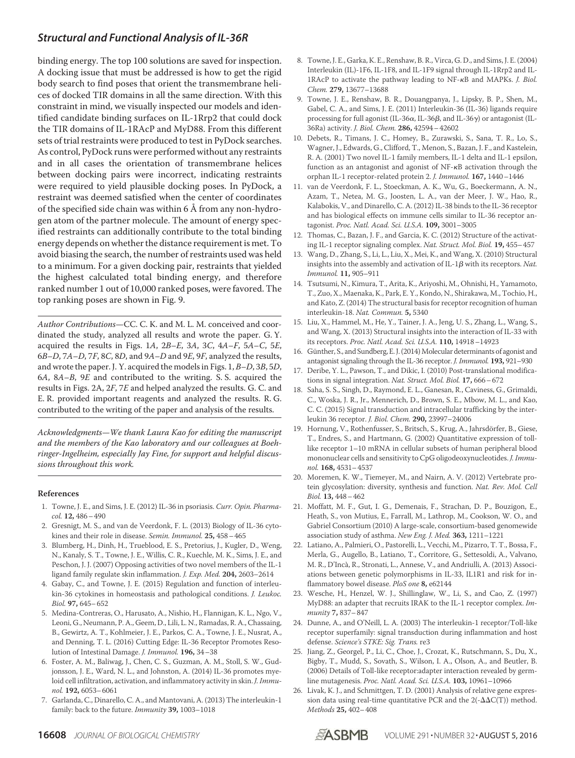binding energy. The top 100 solutions are saved for inspection. A docking issue that must be addressed is how to get the rigid body search to find poses that orient the transmembrane helices of docked TIR domains in all the same direction. With this constraint in mind, we visually inspected our models and identified candidate binding surfaces on IL-1Rrp2 that could dock the TIR domains of IL-1RAcP and MyD88. From this different sets of trial restraints were produced to test in PyDock searches. As control, PyDock runs were performed without any restraints and in all cases the orientation of transmembrane helices between docking pairs were incorrect, indicating restraints were required to yield plausible docking poses. In PyDock, a restraint was deemed satisfied when the center of coordinates of the specified side chain was within 6 Å from any non-hydrogen atom of the partner molecule. The amount of energy specified restraints can additionally contribute to the total binding energy depends on whether the distance requirement is met. To avoid biasing the search, the number of restraints used was held to a minimum. For a given docking pair, restraints that yielded the highest calculated total binding energy, and therefore ranked number 1 out of 10,000 ranked poses, were favored. The top ranking poses are shown in Fig. 9.

*Author Contributions*—CC. C. K. and M. L. M. conceived and coordinated the study, analyzed all results and wrote the paper. G. Y. acquired the results in Figs. 1*A*, 2*B*–*E*, 3*A*, 3*C*, 4*A*–*F*, 5*A*–*C*, 5*E*, 6*B*–*D*, 7*A*–*D*, 7*F*, 8*C*, 8*D*, and 9*A*–*D* and 9*E*, 9*F*, analyzed the results, and wrote the paper. J. Y. acquired the models in Figs. 1, *B*–*D*, 3*B*, 5*D*, 6*A*, 8*A*–*B*, 9*E* and contributed to the writing. S. S. acquired the results in Figs. 2A, 2*F*, 7*E* and helped analyzed the results. G. C. and E. R. provided important reagents and analyzed the results. R. G. contributed to the writing of the paper and analysis of the results.

*Acknowledgments—We thank Laura Kao for editing the manuscript and the members of the Kao laboratory and our colleagues at Boehringer-Ingelheim, especially Jay Fine, for support and helpful discussions throughout this work.*

## References

1. Towne, J. E., and Sims, J. E. (2012) IL-36 in psoriasis. *Curr. Opin. Pharmacol.* **12,** 486–490
2. Gresnigt, M. S., and van de Veerdonk, F. L. (2013) Biology of IL-36 cytokines and their role in disease. *Semin. Immunol.* **25,** 458–465
3. Blumberg, H., Dinh, H., Trueblood, E. S., Pretorius, J., Kugler, D., Weng, N., Kanaly, S. T., Towne, J. E., Willis, C. R., Kuechle, M. K., Sims, J. E., and Peschon, J. J. (2007) Opposing activities of two novel members of the IL-1 ligand family regulate skin inflammation. *J. Exp. Med.* **204,** 2603–2614
4. Gabay, C., and Towne, J. E. (2015) Regulation and function of interleukin-36 cytokines in homeostasis and pathological conditions. *J. Leukoc. Biol.* **97,** 645–652
5. Medina-Contreras, O., Harusato, A., Nishio, H., Flannigan, K. L., Ngo, V., Leoni, G., Neumann, P. A., Geem, D., Lili, L. N., Ramadas, R. A., Chassaing, B., Gewirtz, A. T., Kohlmeier, J. E., Parkos, C. A., Towne, J. E., Nusrat, A., and Denning, T. L. (2016) Cutting Edge: IL-36 Receptor Promotes Resolution of Intestinal Damage. *J. Immunol.* **196,** 34–38
6. Foster, A. M., Baliwag, J., Chen, C. S., Guzman, A. M., Stoll, S. W., Gudjonsson, J. E., Ward, N. L., and Johnston, A. (2014) IL-36 promotes myeloid cell infiltration, activation, and inflammatory activity in skin. *J. Immunol.* **192,** 6053–6061
7. Garlanda, C., Dinarello, C. A., and Mantovani, A. (2013) The interleukin-1 family: back to the future. *Immunity* **39,** 1003–1018
8. Towne, J. E., Garka, K. E., Renshaw, B. R., Virca, G. D., and Sims, J. E. (2004) Interleukin (IL)-1F6, IL-1F8, and IL-1F9 signal through IL-1Rrp2 and IL-1RAcP to activate the pathway leading to NF-κB and MAPKs. *J. Biol. Chem.* **279,** 13677–13688
9. Towne, J. E., Renshaw, B. R., Douangpanya, J., Lipsky, B. P., Shen, M., Gabel, C. A., and Sims, J. E. (2011) Interleukin-36 (IL-36) ligands require processing for full agonist (IL-36α, IL-36β, and IL-36γ) or antagonist (IL-36Ra) activity. *J. Biol. Chem.* **286,** 42594–42602
10. Debets, R., Timans, J. C., Homey, B., Zurawski, S., Sana, T. R., Lo, S., Wagner, J., Edwards, G., Clifford, T., Menon, S., Bazan, J. F., and Kastelein, R. A. (2001) Two novel IL-1 family members, IL-1 delta and IL-1 epsilon, function as an antagonist and agonist of NF-κB activation through the orphan IL-1 receptor-related protein 2. *J. Immunol.* **167,** 1440–1446
11. van de Veerdonk, F. L., Stoeckman, A. K., Wu, G., Boeckermann, A. N., Azam, T., Netea, M. G., Joosten, L. A., van der Meer, J. W., Hao, R., Kalabokis, V., and Dinarello, C. A. (2012) IL-38 binds to the IL-36 receptor and has biological effects on immune cells similar to IL-36 receptor antagonist. *Proc. Natl. Acad. Sci. U.S.A.* **109,** 3001–3005
12. Thomas, C., Bazan, J. F., and Garcia, K. C. (2012) Structure of the activating IL-1 receptor signaling complex. *Nat. Struct. Mol. Biol.* **19,** 455–457
13. Wang, D., Zhang, S., Li, L., Liu, X., Mei, K., and Wang, X. (2010) Structural insights into the assembly and activation of IL-1β with its receptors. *Nat. Immunol.* **11,** 905–911
14. Tsutsumi, N., Kimura, T., Arita, K., Ariyoshi, M., Ohnishi, H., Yamamoto, T., Zuo, X., Maenaka, K., Park, E. Y., Kondo, N., Shirakawa, M., Tochio, H., and Kato, Z. (2014) The structural basis for receptor recognition of human interleukin-18. *Nat. Commun.* **5,** 5340
15. Liu, X., Hammel, M., He, Y., Tainer, J. A., Jeng, U. S., Zhang, L., Wang, S., and Wang, X. (2013) Structural insights into the interaction of IL-33 with its receptors. *Proc. Natl. Acad. Sci. U.S.A.* **110,** 14918–14923
16. Günther, S., and Sundberg, E. J. (2014) Molecular determinants of agonist and antagonist signaling through the IL-36 receptor. *J. Immunol.* **193,** 921–930
17. Deribe, Y. L., Pawson, T., and Dikic, I. (2010) Post-translational modifications in signal integration. *Nat. Struct. Mol. Biol.* **17,** 666–672
18. Saha, S. S., Singh, D., Raymond, E. L., Ganesan, R., Caviness, G., Grimaldi, C., Woska, J. R., Jr., Mennerich, D., Brown, S. E., Mbow, M. L., and Kao, C. C. (2015) Signal transduction and intracellular trafficking by the interleukin 36 receptor. *J. Biol. Chem.* **290,** 23997–24006
19. Hornung, V., Rothenfusser, S., Britsch, S., Krug, A., Jahrsdörfer, B., Giese, T., Endres, S., and Hartmann, G. (2002) Quantitative expression of toll-like receptor 1–10 mRNA in cellular subsets of human peripheral blood mononuclear cells and sensitivity to CpG oligodeoxynucleotides. *J. Immunol.* **168,** 4531–4537
20. Moremen, K. W., Tiemeyer, M., and Nairn, A. V. (2012) Vertebrate protein glycosylation: diversity, synthesis and function. *Nat. Rev. Mol. Cell Biol.* **13,** 448–462
21. Moffatt, M. F., Gut, I. G., Demenais, F., Strachan, D. P., Bouzigon, E., Heath, S., von Mutius, E., Farrall, M., Lathrop, M., Cookson, W. O., and Gabriel Consortium (2010) A large-scale, consortium-based genomewide association study of asthma. *New Eng. J. Med.* **363,** 1211–1221
22. Latiano, A., Palmieri, O., Pastorelli, L., Vecchi, M., Pizarro, T. T., Bossa, F., Merla, G., Augello, B., Latiano, T., Corritore, G., Settesoldi, A., Valvano, M. R., D'Incà, R., Stronati, L., Annese, V., and Andriulli, A. (2013) Associations between genetic polymorphisms in IL-33, IL1R1 and risk for inflammatory bowel disease. *PloS one* **8,** e62144
23. Wesche, H., Henzel, W. J., Shillinglaw, W., Li, S., and Cao, Z. (1997) MyD88: an adapter that recruits IRAK to the IL-1 receptor complex. *Immunity* **7,** 837–847
24. Dunne, A., and O'Neill, L. A. (2003) The interleukin-1 receptor/Toll-like receptor superfamily: signal transduction during inflammation and host defense. *Science's STKE: Sig. Trans.* re3
25. Jiang, Z., Georgel, P., Li, C., Choe, J., Crozat, K., Rutschmann, S., Du, X., Bigby, T., Mudd, S., Sovath, S., Wilson, I. A., Olson, A., and Beutler, B. (2006) Details of Toll-like receptor:adapter interaction revealed by germ-line mutagenesis. *Proc. Natl. Acad. Sci. U.S.A.* **103,** 10961–10966
26. Livak, K. J., and Schmittgen, T. D. (2001) Analysis of relative gene expression data using real-time quantitative PCR and the $2(-\Delta\Delta C(T))$ method. *Methods* **25,** 402–408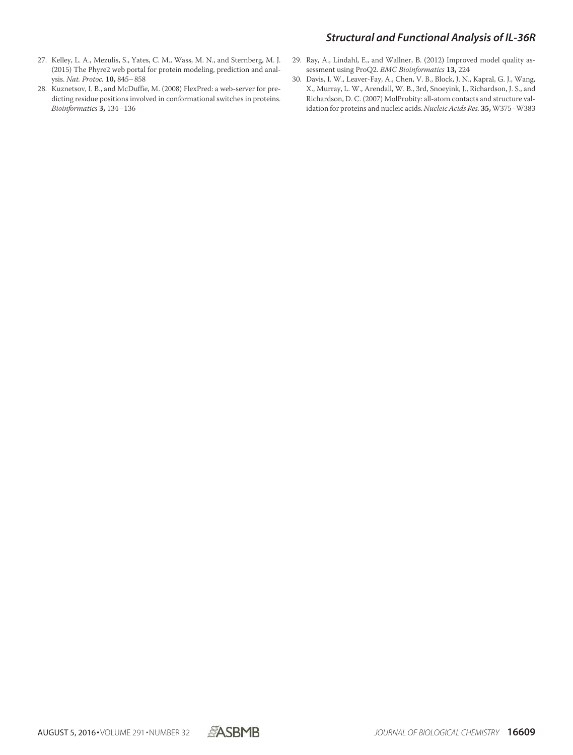27. Kelley, L. A., Mezulis, S., Yates, C. M., Wass, M. N., and Sternberg, M. J. (2015) The Phyre2 web portal for protein modeling, prediction and analysis. *Nat. Protoc.* **10,** 845–858
28. Kuznetsov, I. B., and McDuffie, M. (2008) FlexPred: a web-server for predicting residue positions involved in conformational switches in proteins. *Bioinformatics* **3,** 134–136
29. Ray, A., Lindahl, E., and Wallner, B. (2012) Improved model quality assessment using ProQ2. *BMC Bioinformatics* **13,** 224
30. Davis, I. W., Leaver-Fay, A., Chen, V. B., Block, J. N., Kapral, G. J., Wang, X., Murray, L. W., Arendall, W. B., 3rd, Snoeyink, J., Richardson, J. S., and Richardson, D. C. (2007) MolProbity: all-atom contacts and structure validation for proteins and nucleic acids. *Nucleic Acids Res.* **35,** W375–W383